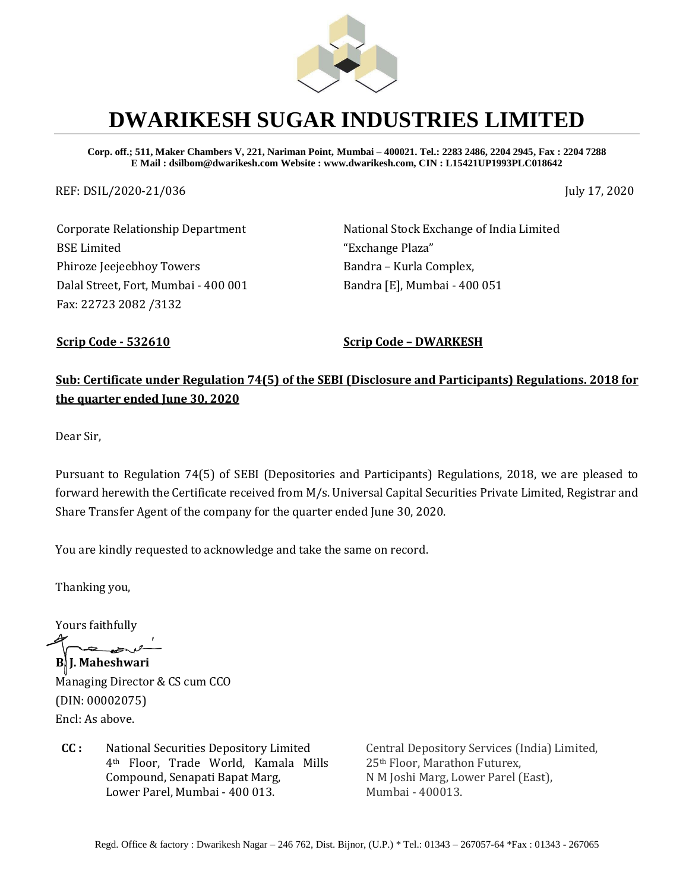# DWARIKESH SUGAR INDUSTRIES LIMITED

**Corp. off.; 511, Maker Chambers V, 221, Nariman Point, Mumbai – 400021. Tel.: 2283 2486, 2204 2945, Fax : 2204 7288**
**E Mail : dsilbom@dwarikesh.com Website : www.dwarikesh.com, CIN : L15421UP1993PLC018642**

REF: DSIL/2020-21/036

July 17, 2020

Corporate Relationship Department
BSE Limited
Phiroze Jeejeebhoy Towers
Dalal Street, Fort, Mumbai - 400 001
Fax: 22723 2082 /3132

National Stock Exchange of India Limited
"Exchange Plaza"
Bandra – Kurla Complex,
Bandra [E], Mumbai - 400 051

**Scrip Code - 532610**

**Scrip Code – DWARKESH**

**Sub: Certificate under Regulation 74(5) of the SEBI (Disclosure and Participants) Regulations. 2018 for the quarter ended June 30, 2020**

Dear Sir,

Pursuant to Regulation 74(5) of SEBI (Depositories and Participants) Regulations, 2018, we are pleased to forward herewith the Certificate received from M/s. Universal Capital Securities Private Limited, Registrar and Share Transfer Agent of the company for the quarter ended June 30, 2020.

You are kindly requested to acknowledge and take the same on record.

Thanking you,

Yours faithfully

**B. J. Maheshwari**
Managing Director & CS cum CCO
(DIN: 00002075)
Encl: As above.

**CC :**

National Securities Depository Limited
4th Floor, Trade World, Kamala Mills Compound, Senapati Bapat Marg,
Lower Parel, Mumbai - 400 013.

Central Depository Services (India) Limited,
25th Floor, Marathon Futurex,
N M Joshi Marg, Lower Parel (East),
Mumbai - 400013.

Regd. Office & factory : Dwarikesh Nagar – 246 762, Dist. Bijnor, (U.P.) * Tel.: 01343 – 267057-64 *Fax : 01343 - 267065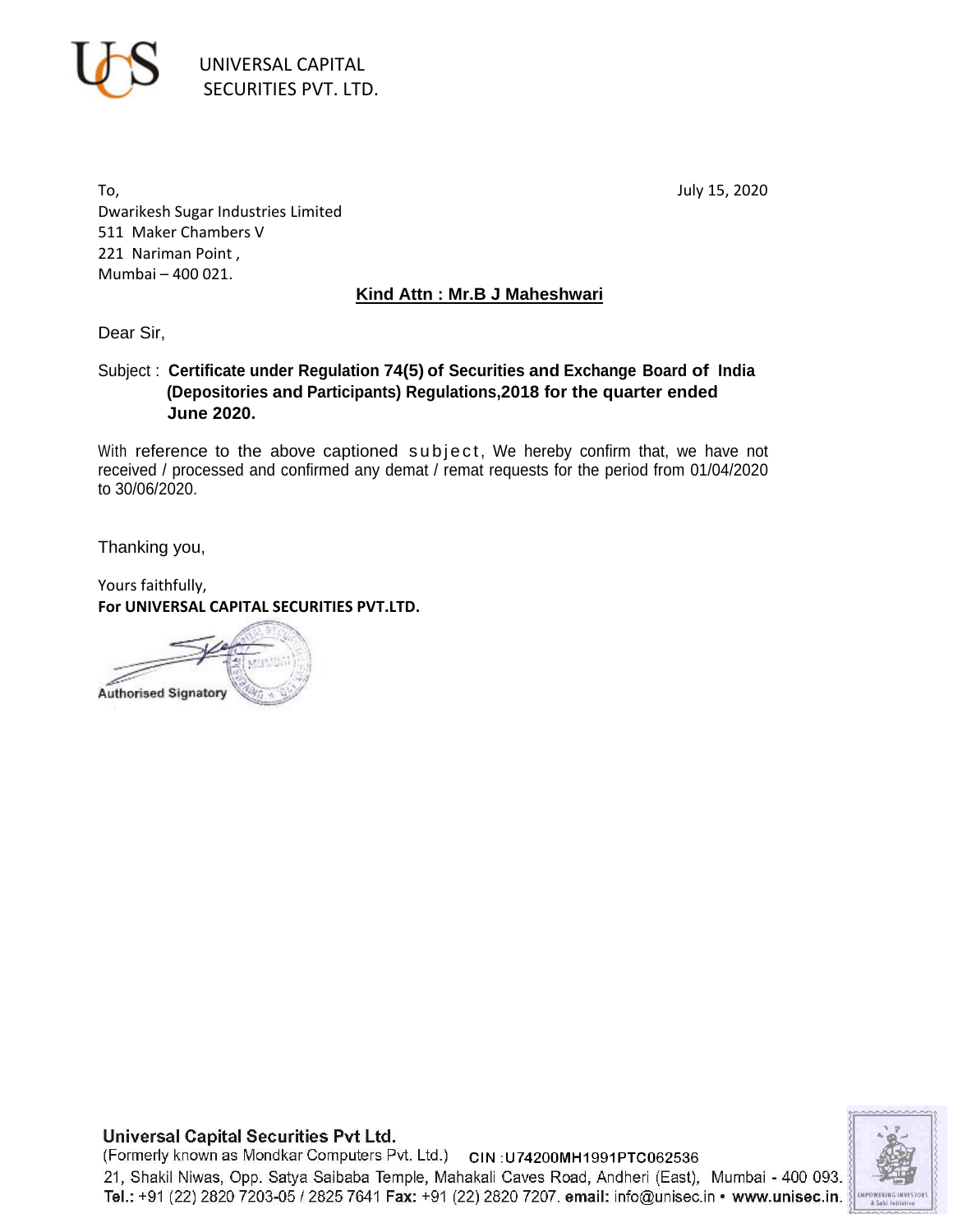UNIVERSAL CAPITAL SECURITIES PVT. LTD.

To,
Dwarikesh Sugar Industries Limited
511 Maker Chambers V
221 Nariman Point ,
Mumbai – 400 021.

July 15, 2020

**Kind Attn : Mr.B J Maheshwari**

Dear Sir,

Subject : **Certificate under Regulation 74(5) of Securities and Exchange Board of India (Depositories and Participants) Regulations,2018 for the quarter ended June 2020.**

With reference to the above captioned subject, We hereby confirm that, we have not received / processed and confirmed any demat / remat requests for the period from 01/04/2020 to 30/06/2020.

Thanking you,

Yours faithfully,
**For UNIVERSAL CAPITAL SECURITIES PVT.LTD.**

Authorised Signatory

**Universal Capital Securities Pvt Ltd.**
(Formerly known as Mondkar Computers Pvt. Ltd.) CIN :U74200MH1991PTC062536
21, Shakil Niwas, Opp. Satya Saibaba Temple, Mahakali Caves Road, Andheri (East), Mumbai - 400 093.
**Tel.:** +91 (22) 2820 7203-05 / 2825 7641 **Fax:** +91 (22) 2820 7207. **email:** info@unisec.in • **www.unisec.in.**